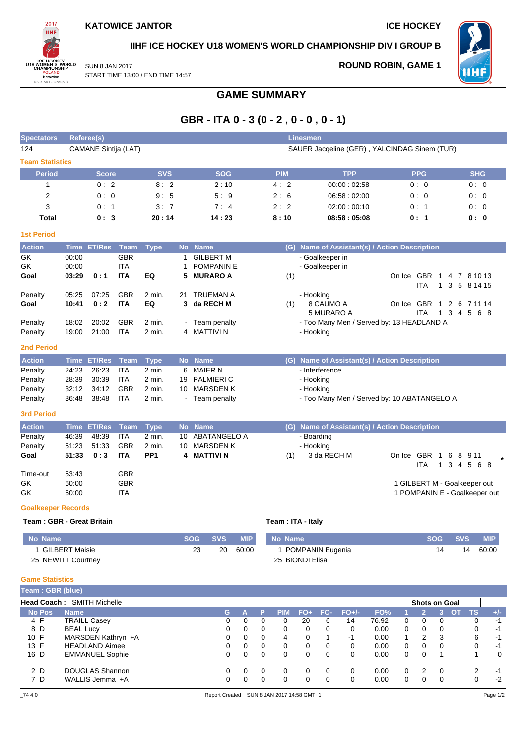**KATOWICE JANTOR** **ICE HOCKEY**

**IIHF ICE HOCKEY U18 WOMEN'S WORLD CHAMPIONSHIP DIV I GROUP B**

SUN 8 JAN 2017
START TIME 13:00 / END TIME 14:57

**ROUND ROBIN, GAME 1**

# GAME SUMMARY

## GBR - ITA 0 - 3 (0 - 2 , 0 - 0 , 0 - 1)

| Spectators | Referee(s) | Linesmen |
|---|---|---|
| 124 | CAMANE Sintija (LAT) | SAUER Jacqeline (GER) , YALCINDAG Sinem (TUR) |

### Team Statistics

| Period | Score | SVS | SOG | PIM | TPP | PPG | SHG |
|---|---|---|---|---|---|---|---|
| 1 | 0 : 2 | 8 : 2 | 2 : 10 | 4 : 2 | 00:00 : 02:58 | 0 : 0 | 0 : 0 |
| 2 | 0 : 0 | 9 : 5 | 5 : 9 | 2 : 6 | 06:58 : 02:00 | 0 : 0 | 0 : 0 |
| 3 | 0 : 1 | 3 : 7 | 7 : 4 | 2 : 2 | 02:00 : 00:10 | 0 : 1 | 0 : 0 |
| **Total** | **0 : 3** | **20 : 14** | **14 : 23** | **8 : 10** | **08:58 : 05:08** | **0 : 1** | **0 : 0** |

### 1st Period

| Action | Time | ET/Res | Team | Type | No | Name | (G) | Name of Assistant(s) / Action Description |
|---|---|---|---|---|---|---|---|---|
| GK | 00:00 | | GBR | | 1 | GILBERT M | | - Goalkeeper in |
| GK | 00:00 | | ITA | | 1 | POMPANIN E | | - Goalkeeper in |
| **Goal** | **03:29** | **0 : 1** | **ITA** | **EQ** | **5** | **MURARO A** | (1) | On Ice GBR 1 4 7 8 10 13 / ITA 1 3 5 8 14 15 |
| Penalty | 05:25 | 07:25 | GBR | 2 min. | 21 | TRUEMAN A | | - Hooking |
| **Goal** | **10:41** | **0 : 2** | **ITA** | **EQ** | **3** | **da RECH M** | (1) | 8 CAUMO A, 5 MURARO A; On Ice GBR 1 2 6 7 11 14 / ITA 1 3 4 5 6 8 |
| Penalty | 18:02 | 20:02 | GBR | 2 min. | - | Team penalty | | - Too Many Men / Served by: 13 HEADLAND A |
| Penalty | 19:00 | 21:00 | ITA | 2 min. | 4 | MATTIVI N | | - Hooking |

### 2nd Period

| Action | Time | ET/Res | Team | Type | No | Name | (G) | Name of Assistant(s) / Action Description |
|---|---|---|---|---|---|---|---|---|
| Penalty | 24:23 | 26:23 | ITA | 2 min. | 6 | MAIER N | | - Interference |
| Penalty | 28:39 | 30:39 | ITA | 2 min. | 19 | PALMIERI C | | - Hooking |
| Penalty | 32:12 | 34:12 | GBR | 2 min. | 10 | MARSDEN K | | - Hooking |
| Penalty | 36:48 | 38:48 | ITA | 2 min. | - | Team penalty | | - Too Many Men / Served by: 10 ABATANGELO A |

### 3rd Period

| Action | Time | ET/Res | Team | Type | No | Name | (G) | Name of Assistant(s) / Action Description |
|---|---|---|---|---|---|---|---|---|
| Penalty | 46:39 | 48:39 | ITA | 2 min. | 10 | ABATANGELO A | | - Boarding |
| Penalty | 51:23 | 51:33 | GBR | 2 min. | 10 | MARSDEN K | | - Hooking |
| **Goal** | **51:33** | **0 : 3** | **ITA** | **PP1** | **4** | **MATTIVI N** | (1) | 3 da RECH M; On Ice GBR 1 6 8 9 11 / ITA 1 3 4 5 6 8 * |
| Time-out | 53:43 | | GBR | | | | | |
| GK | 60:00 | | GBR | | | | | 1 GILBERT M - Goalkeeper out |
| GK | 60:00 | | ITA | | | | | 1 POMPANIN E - Goalkeeper out |

### Goalkeeper Records

**Team : GBR - Great Britain**

| No | Name | SOG | SVS | MIP |
|---|---|---|---|---|
| 1 | GILBERT Maisie | 23 | 20 | 60:00 |
| 25 | NEWITT Courtney | | | |

**Team : ITA - Italy**

| No | Name | SOG | SVS | MIP |
|---|---|---|---|---|
| 1 | POMPANIN Eugenia | 14 | 14 | 60:00 |
| 25 | BIONDI Elisa | | | |

### Game Statistics

**Team : GBR (blue)**

**Head Coach :** SMITH Michelle

| No | Pos | Name | G | A | P | PIM | FO+ | FO- | FO+/- | FO% | 1 | 2 | 3 | OT | TS | +/- |
|---|---|---|---|---|---|---|---|---|---|---|---|---|---|---|---|---|
| | | | | | | | | | | | Shots on Goal | | | | | |
| 4 | F | TRAILL Casey | 0 | 0 | 0 | 0 | 20 | 6 | 14 | 76.92 | 0 | 0 | 0 | | 0 | -1 |
| 8 | D | BEAL Lucy | 0 | 0 | 0 | 0 | 0 | 0 | 0 | 0.00 | 0 | 0 | 0 | | 0 | -1 |
| 10 | F | MARSDEN Kathryn +A | 0 | 0 | 0 | 4 | 0 | 1 | -1 | 0.00 | 1 | 2 | 3 | | 6 | -1 |
| 13 | F | HEADLAND Aimee | 0 | 0 | 0 | 0 | 0 | 0 | 0 | 0.00 | 0 | 0 | 0 | | 0 | -1 |
| 16 | D | EMMANUEL Sophie | 0 | 0 | 0 | 0 | 0 | 0 | 0 | 0.00 | 0 | 0 | 1 | | 1 | 0 |
| 2 | D | DOUGLAS Shannon | 0 | 0 | 0 | 0 | 0 | 0 | 0 | 0.00 | 0 | 2 | 0 | | 2 | -1 |
| 7 | D | WALLIS Jemma +A | 0 | 0 | 0 | 0 | 0 | 0 | 0 | 0.00 | 0 | 0 | 0 | | 0 | -2 |

_74 4.0 Report Created SUN 8 JAN 2017 14:58 GMT+1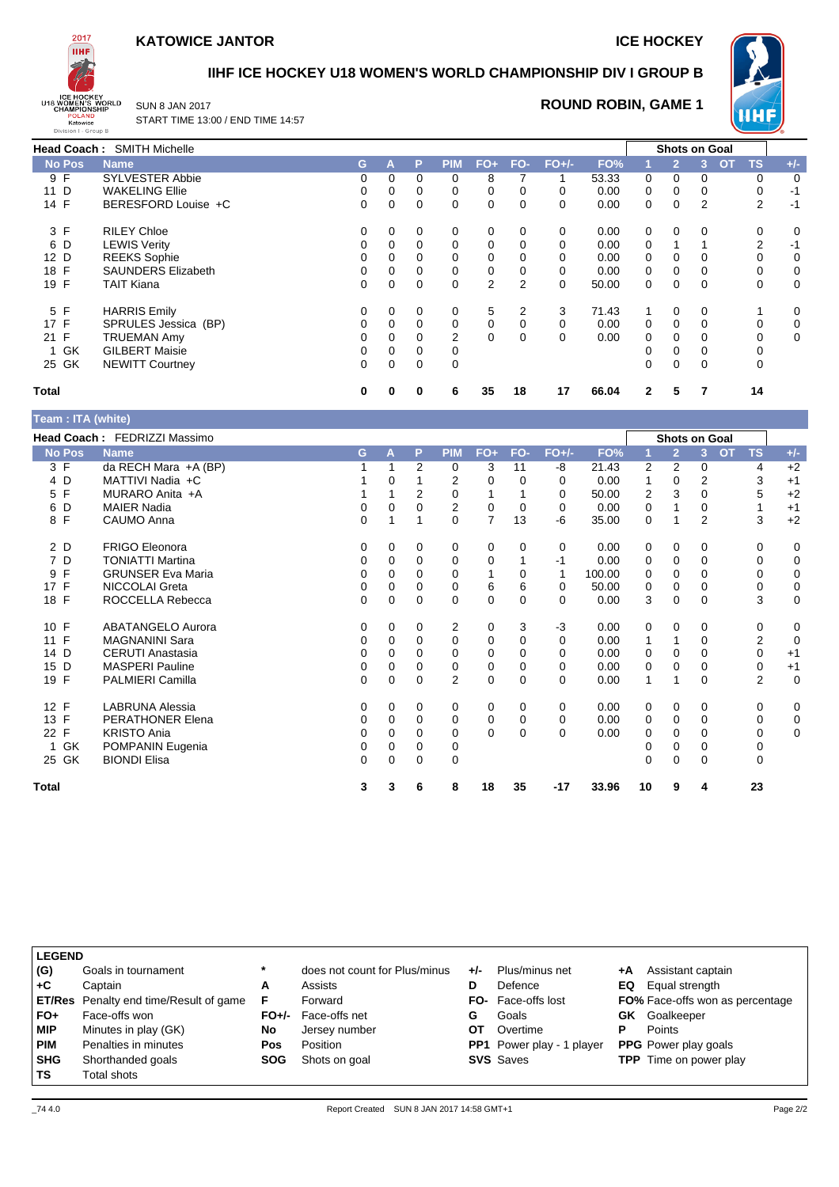# KATOWICE JANTOR

ICE HOCKEY

## IIHF ICE HOCKEY U18 WOMEN'S WORLD CHAMPIONSHIP DIV I GROUP B

SUN 8 JAN 2017
START TIME 13:00 / END TIME 14:57

**ROUND ROBIN, GAME 1**

**Head Coach :** SMITH Michelle

| No | Pos | Name | G | A | P | PIM | FO+ | FO- | FO+/- | FO% | Shots on Goal 1 | 2 | 3 | OT | TS | +/- |
|---|---|---|---|---|---|---|---|---|---|---|---|---|---|---|---|---|
| 9 | F | SYLVESTER Abbie | 0 | 0 | 0 | 0 | 8 | 7 | 1 | 53.33 | 0 | 0 | 0 | | 0 | 0 |
| 11 | D | WAKELING Ellie | 0 | 0 | 0 | 0 | 0 | 0 | 0 | 0.00 | 0 | 0 | 0 | | 0 | -1 |
| 14 | F | BERESFORD Louise +C | 0 | 0 | 0 | 0 | 0 | 0 | 0 | 0.00 | 0 | 0 | 2 | | 2 | -1 |
| 3 | F | RILEY Chloe | 0 | 0 | 0 | 0 | 0 | 0 | 0 | 0.00 | 0 | 0 | 0 | | 0 | 0 |
| 6 | D | LEWIS Verity | 0 | 0 | 0 | 0 | 0 | 0 | 0 | 0.00 | 0 | 1 | 1 | | 2 | -1 |
| 12 | D | REEKS Sophie | 0 | 0 | 0 | 0 | 0 | 0 | 0 | 0.00 | 0 | 0 | 0 | | 0 | 0 |
| 18 | F | SAUNDERS Elizabeth | 0 | 0 | 0 | 0 | 0 | 0 | 0 | 0.00 | 0 | 0 | 0 | | 0 | 0 |
| 19 | F | TAIT Kiana | 0 | 0 | 0 | 0 | 2 | 2 | 0 | 50.00 | 0 | 0 | 0 | | 0 | 0 |
| 5 | F | HARRIS Emily | 0 | 0 | 0 | 0 | 5 | 2 | 3 | 71.43 | 1 | 0 | 0 | | 1 | 0 |
| 17 | F | SPRULES Jessica (BP) | 0 | 0 | 0 | 0 | 0 | 0 | 0 | 0.00 | 0 | 0 | 0 | | 0 | 0 |
| 21 | F | TRUEMAN Amy | 0 | 0 | 0 | 2 | 0 | 0 | 0 | 0.00 | 0 | 0 | 0 | | 0 | 0 |
| 1 | GK | GILBERT Maisie | 0 | 0 | 0 | 0 | | | | | 0 | 0 | 0 | | 0 | |
| 25 | GK | NEWITT Courtney | 0 | 0 | 0 | 0 | | | | | 0 | 0 | 0 | | 0 | |
| **Total** | | | **0** | **0** | **0** | **6** | **35** | **18** | **17** | **66.04** | **2** | **5** | **7** | | **14** | |

**Team : ITA (white)**

**Head Coach :** FEDRIZZI Massimo

| No | Pos | Name | G | A | P | PIM | FO+ | FO- | FO+/- | FO% | Shots on Goal 1 | 2 | 3 | OT | TS | +/- |
|---|---|---|---|---|---|---|---|---|---|---|---|---|---|---|---|---|
| 3 | F | da RECH Mara +A (BP) | 1 | 1 | 2 | 0 | 3 | 11 | -8 | 21.43 | 2 | 2 | 0 | | 4 | +2 |
| 4 | D | MATTIVI Nadia +C | 1 | 0 | 1 | 2 | 0 | 0 | 0 | 0.00 | 1 | 0 | 2 | | 3 | +1 |
| 5 | F | MURARO Anita +A | 1 | 1 | 2 | 0 | 1 | 1 | 0 | 50.00 | 2 | 3 | 0 | | 5 | +2 |
| 6 | D | MAIER Nadia | 0 | 0 | 0 | 2 | 0 | 0 | 0 | 0.00 | 0 | 1 | 0 | | 1 | +1 |
| 8 | F | CAUMO Anna | 0 | 1 | 1 | 0 | 7 | 13 | -6 | 35.00 | 0 | 1 | 2 | | 3 | +2 |
| 2 | D | FRIGO Eleonora | 0 | 0 | 0 | 0 | 0 | 0 | 0 | 0.00 | 0 | 0 | 0 | | 0 | 0 |
| 7 | D | TONIATTI Martina | 0 | 0 | 0 | 0 | 0 | 1 | -1 | 0.00 | 0 | 0 | 0 | | 0 | 0 |
| 9 | F | GRUNSER Eva Maria | 0 | 0 | 0 | 0 | 1 | 0 | 1 | 100.00 | 0 | 0 | 0 | | 0 | 0 |
| 17 | F | NICCOLAI Greta | 0 | 0 | 0 | 0 | 6 | 6 | 0 | 50.00 | 0 | 0 | 0 | | 0 | 0 |
| 18 | F | ROCCELLA Rebecca | 0 | 0 | 0 | 0 | 0 | 0 | 0 | 0.00 | 3 | 0 | 0 | | 3 | 0 |
| 10 | F | ABATANGELO Aurora | 0 | 0 | 0 | 2 | 0 | 3 | -3 | 0.00 | 0 | 0 | 0 | | 0 | 0 |
| 11 | F | MAGNANINI Sara | 0 | 0 | 0 | 0 | 0 | 0 | 0 | 0.00 | 1 | 1 | 0 | | 2 | 0 |
| 14 | D | CERUTI Anastasia | 0 | 0 | 0 | 0 | 0 | 0 | 0 | 0.00 | 0 | 0 | 0 | | 0 | +1 |
| 15 | D | MASPERI Pauline | 0 | 0 | 0 | 0 | 0 | 0 | 0 | 0.00 | 0 | 0 | 0 | | 0 | +1 |
| 19 | F | PALMIERI Camilla | 0 | 0 | 0 | 2 | 0 | 0 | 0 | 0.00 | 1 | 1 | 0 | | 2 | 0 |
| 12 | F | LABRUNA Alessia | 0 | 0 | 0 | 0 | 0 | 0 | 0 | 0.00 | 0 | 0 | 0 | | 0 | 0 |
| 13 | F | PERATHONER Elena | 0 | 0 | 0 | 0 | 0 | 0 | 0 | 0.00 | 0 | 0 | 0 | | 0 | 0 |
| 22 | F | KRISTO Ania | 0 | 0 | 0 | 0 | 0 | 0 | 0 | 0.00 | 0 | 0 | 0 | | 0 | 0 |
| 1 | GK | POMPANIN Eugenia | 0 | 0 | 0 | 0 | | | | | 0 | 0 | 0 | | 0 | |
| 25 | GK | BIONDI Elisa | 0 | 0 | 0 | 0 | | | | | 0 | 0 | 0 | | 0 | |
| **Total** | | | **3** | **3** | **6** | **8** | **18** | **35** | **-17** | **33.96** | **10** | **9** | **4** | | **23** | |

**LEGEND**

| | | | | | | | |
|---|---|---|---|---|---|---|---|
| (G) | Goals in tournament | * | does not count for Plus/minus | +/- | Plus/minus net | +A | Assistant captain |
| +C | Captain | A | Assists | D | Defence | EQ | Equal strength |
| ET/Res | Penalty end time/Result of game | F | Forward | FO- | Face-offs lost | FO% | Face-offs won as percentage |
| FO+ | Face-offs won | FO+/- | Face-offs net | G | Goals | GK | Goalkeeper |
| MIP | Minutes in play (GK) | No | Jersey number | OT | Overtime | P | Points |
| PIM | Penalties in minutes | Pos | Position | PP1 | Power play - 1 player | PPG | Power play goals |
| SHG | Shorthanded goals | SOG | Shots on goal | SVS | Saves | TPP | Time on power play |
| TS | Total shots | | | | | | |

_74 4.0 Report Created SUN 8 JAN 2017 14:58 GMT+1